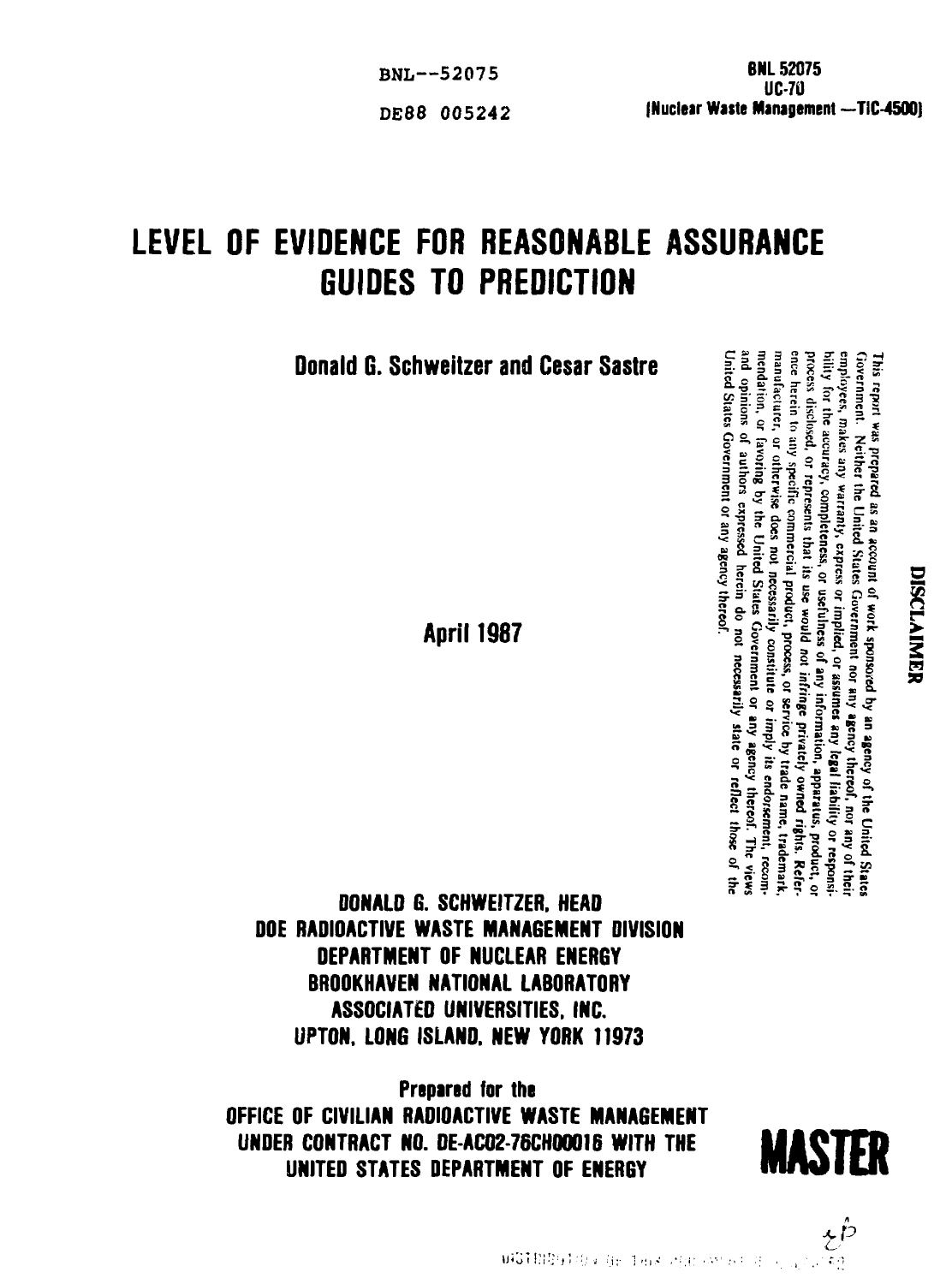BNL--52075

DE88 005242

BNL 52075
UC-70
(Nuclear Waste Management —TIC-4500)

# LEVEL OF EVIDENCE FOR REASONABLE ASSURANCE GUIDES TO PREDICTION

**Donald G. Schweitzer and Cesar Sastre**

**April 1987**

**DISCLAIMER**

This report was prepared as an account of work sponsored by an agency of the United States Government. Neither the United States Government nor any agency thereof, nor any of their employees, makes any warranty, express or implied, or assumes any legal liability or responsibility for the accuracy, completeness, or usefulness of any information, apparatus, product, or process disclosed, or represents that its use would not infringe privately owned rights. Reference herein to any specific commercial product, process, or service by trade name, trademark, manufacturer, or otherwise does not necessarily constitute or imply its endorsement, recommendation, or favoring by the United States Government or any agency thereof. The views and opinions of authors expressed herein do not necessarily state or reflect those of the United States Government or any agency thereof.

**DONALD G. SCHWEITZER, HEAD**
**DOE RADIOACTIVE WASTE MANAGEMENT DIVISION**
**DEPARTMENT OF NUCLEAR ENERGY**
**BROOKHAVEN NATIONAL LABORATORY**
**ASSOCIATED UNIVERSITIES, INC.**
**UPTON, LONG ISLAND, NEW YORK 11973**

**Prepared for the**
**OFFICE OF CIVILIAN RADIOACTIVE WASTE MANAGEMENT**
**UNDER CONTRACT NO. DE-AC02-76CH00016 WITH THE**
**UNITED STATES DEPARTMENT OF ENERGY**

**MASTER**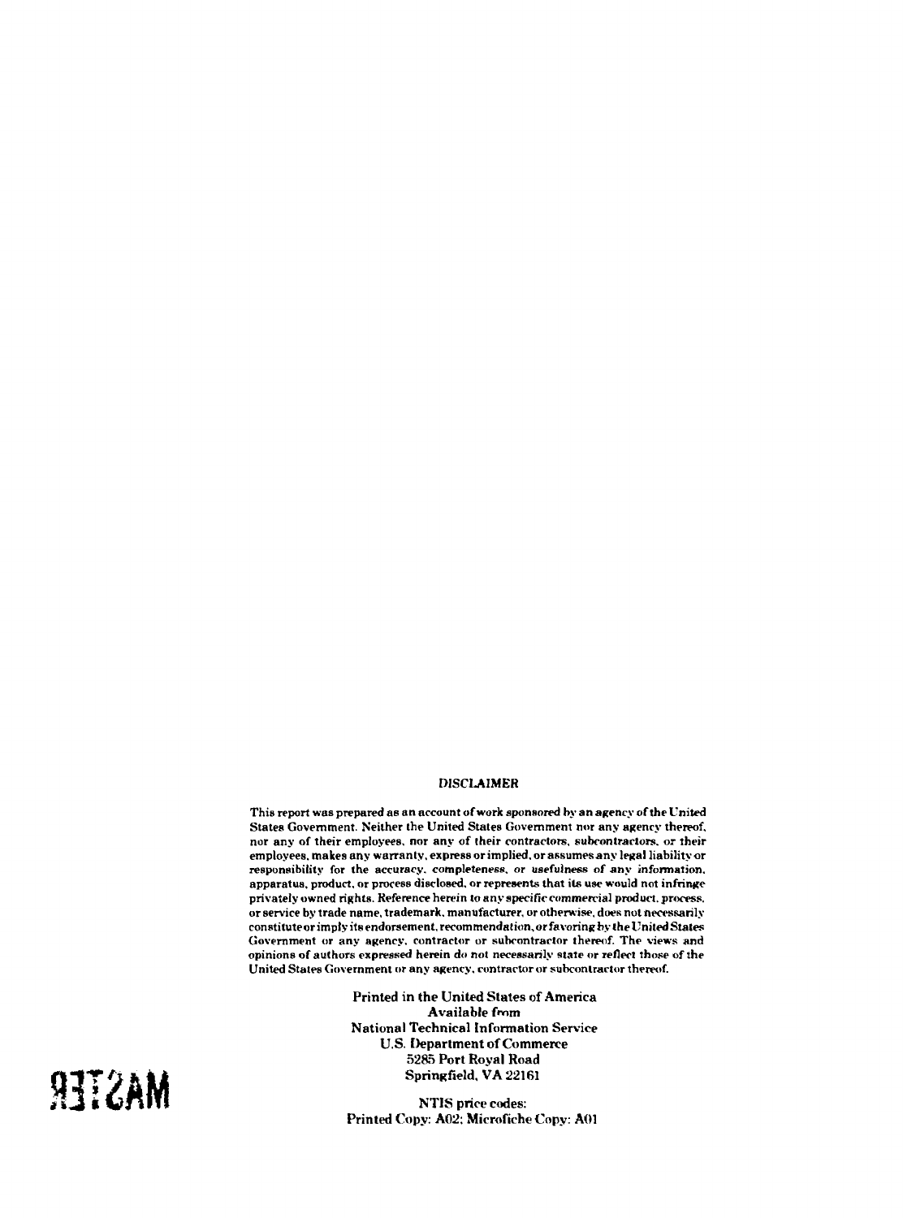## DISCLAIMER

This report was prepared as an account of work sponsored by an agency of the United States Government. Neither the United States Government nor any agency thereof, nor any of their employees, nor any of their contractors, subcontractors, or their employees, makes any warranty, express or implied, or assumes any legal liability or responsibility for the accuracy, completeness, or usefulness of any information, apparatus, product, or process disclosed, or represents that its use would not infringe privately owned rights. Reference herein to any specific commercial product, process, or service by trade name, trademark, manufacturer, or otherwise, does not necessarily constitute or imply its endorsement, recommendation, or favoring by the United States Government or any agency, contractor or subcontractor thereof. The views and opinions of authors expressed herein do not necessarily state or reflect those of the United States Government or any agency, contractor or subcontractor thereof.

Printed in the United States of America
Available from
National Technical Information Service
U.S. Department of Commerce
5285 Port Royal Road
Springfield, VA 22161

NTIS price codes:
Printed Copy: A02; Microfiche Copy: A01

MASTER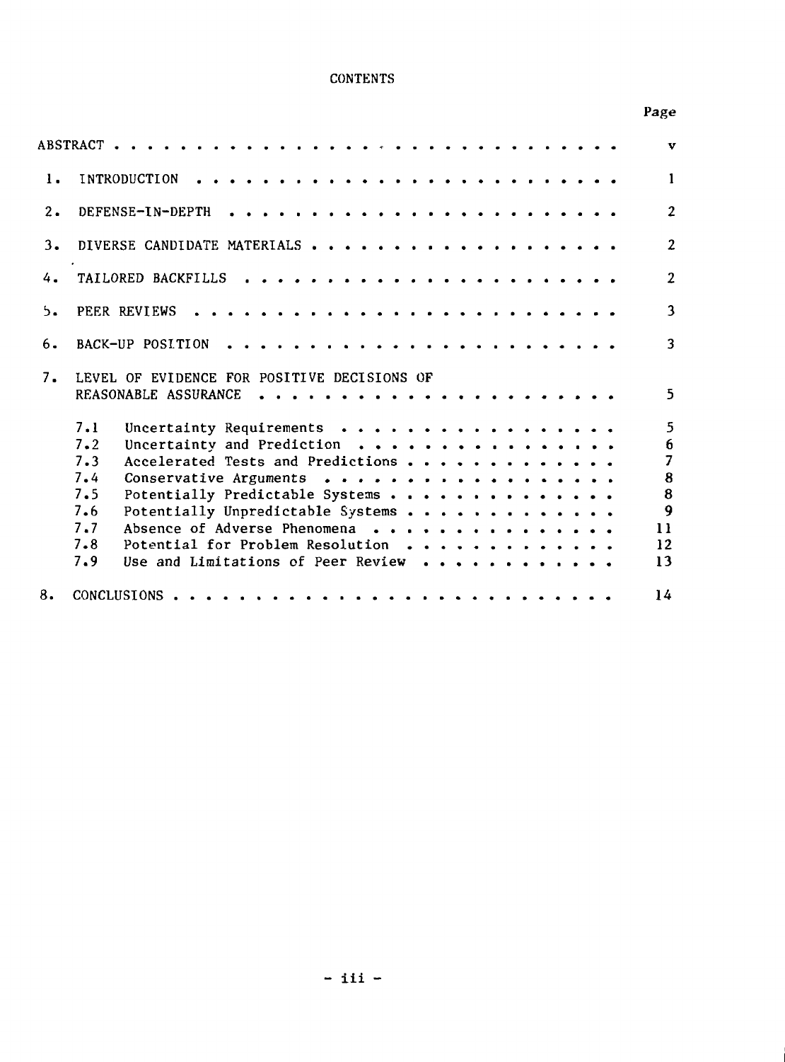# CONTENTS

| | Page |
|---|---|
| ABSTRACT | v |
| 1. INTRODUCTION | 1 |
| 2. DEFENSE-IN-DEPTH | 2 |
| 3. DIVERSE CANDIDATE MATERIALS | 2 |
| 4. TAILORED BACKFILLS | 2 |
| 5. PEER REVIEWS | 3 |
| 6. BACK-UP POSITION | 3 |
| 7. LEVEL OF EVIDENCE FOR POSITIVE DECISIONS OF REASONABLE ASSURANCE | 5 |
| 7.1 Uncertainty Requirements | 5 |
| 7.2 Uncertainty and Prediction | 6 |
| 7.3 Accelerated Tests and Predictions | 7 |
| 7.4 Conservative Arguments | 8 |
| 7.5 Potentially Predictable Systems | 8 |
| 7.6 Potentially Unpredictable Systems | 9 |
| 7.7 Absence of Adverse Phenomena | 11 |
| 7.8 Potential for Problem Resolution | 12 |
| 7.9 Use and Limitations of Peer Review | 13 |
| 8. CONCLUSIONS | 14 |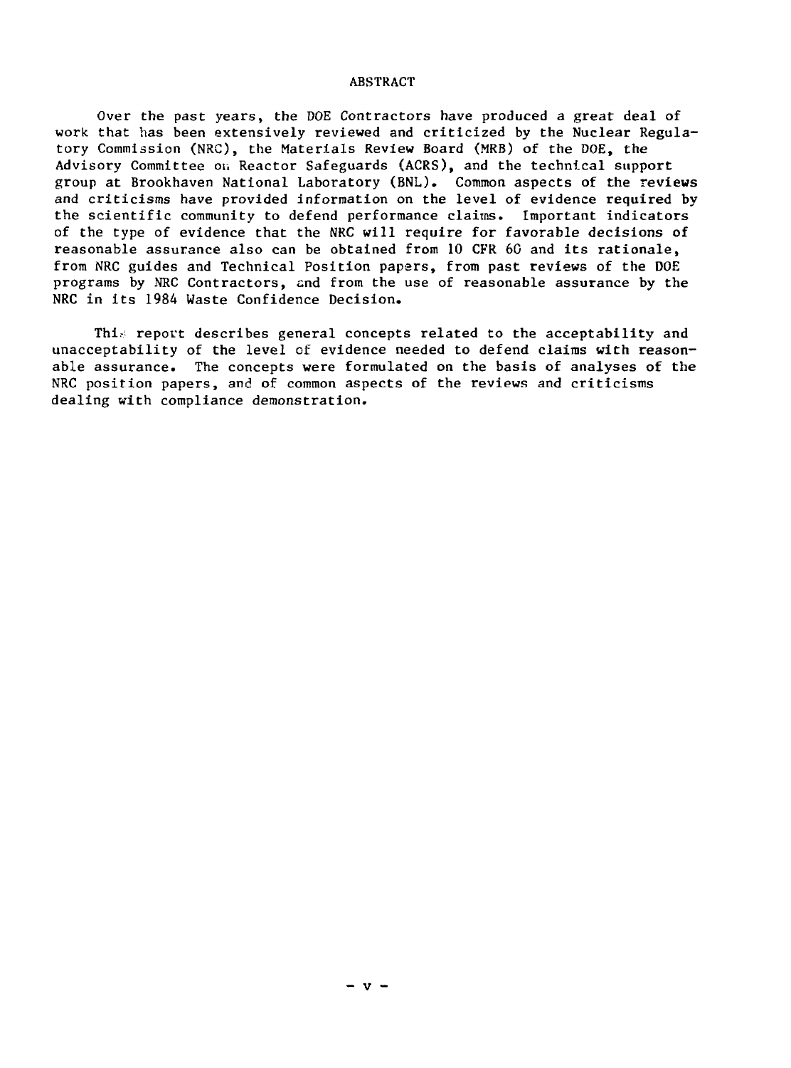# ABSTRACT

Over the past years, the DOE Contractors have produced a great deal of work that has been extensively reviewed and criticized by the Nuclear Regulatory Commission (NRC), the Materials Review Board (MRB) of the DOE, the Advisory Committee on Reactor Safeguards (ACRS), and the technical support group at Brookhaven National Laboratory (BNL). Common aspects of the reviews and criticisms have provided information on the level of evidence required by the scientific community to defend performance claims. Important indicators of the type of evidence that the NRC will require for favorable decisions of reasonable assurance also can be obtained from 10 CFR 60 and its rationale, from NRC guides and Technical Position papers, from past reviews of the DOE programs by NRC Contractors, and from the use of reasonable assurance by the NRC in its 1984 Waste Confidence Decision.

This report describes general concepts related to the acceptability and unacceptability of the level of evidence needed to defend claims with reasonable assurance. The concepts were formulated on the basis of analyses of the NRC position papers, and of common aspects of the reviews and criticisms dealing with compliance demonstration.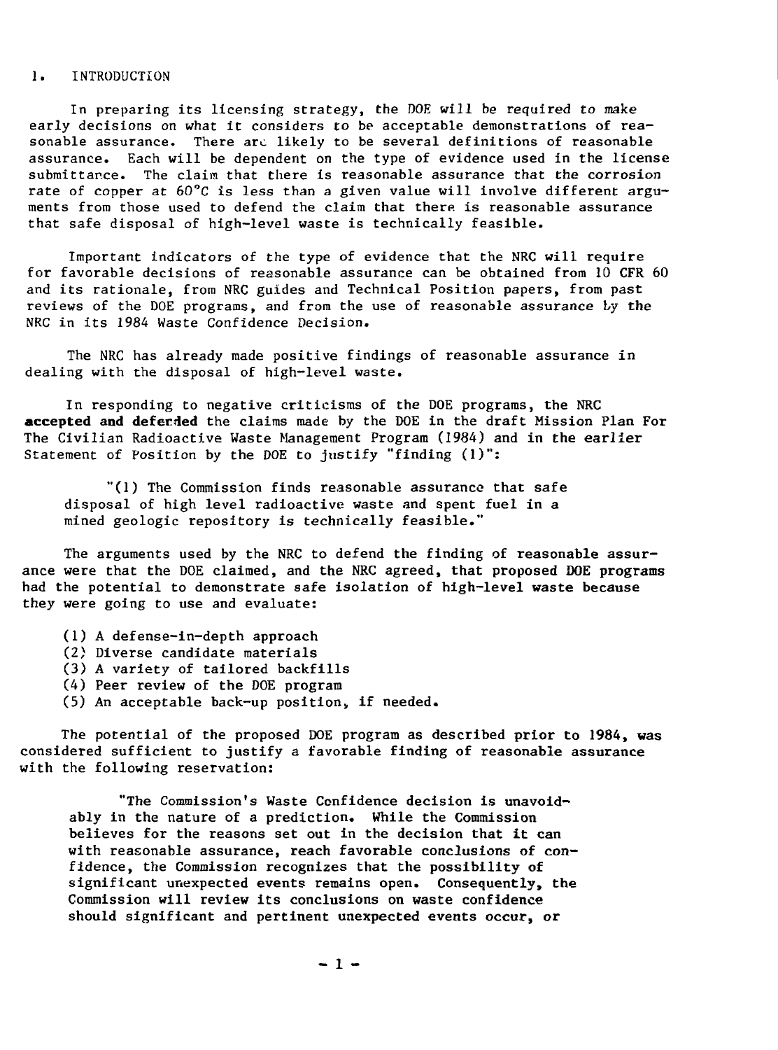# 1. INTRODUCTION

In preparing its licensing strategy, the DOE will be required to make early decisions on what it considers to be acceptable demonstrations of reasonable assurance. There are likely to be several definitions of reasonable assurance. Each will be dependent on the type of evidence used in the license submittance. The claim that there is reasonable assurance that the corrosion rate of copper at 60°C is less than a given value will involve different arguments from those used to defend the claim that there is reasonable assurance that safe disposal of high-level waste is technically feasible.

Important indicators of the type of evidence that the NRC will require for favorable decisions of reasonable assurance can be obtained from 10 CFR 60 and its rationale, from NRC guides and Technical Position papers, from past reviews of the DOE programs, and from the use of reasonable assurance by the NRC in its 1984 Waste Confidence Decision.

The NRC has already made positive findings of reasonable assurance in dealing with the disposal of high-level waste.

In responding to negative criticisms of the DOE programs, the NRC **accepted and defended** the claims made by the DOE in the draft Mission Plan For The Civilian Radioactive Waste Management Program (1984) and in the earlier Statement of Position by the DOE to justify "finding (1)":

> "(1) The Commission finds reasonable assurance that safe disposal of high level radioactive waste and spent fuel in a mined geologic repository is technically feasible."

The arguments used by the NRC to defend the finding of reasonable assurance were that the DOE claimed, and the NRC agreed, that proposed DOE programs had the potential to demonstrate safe isolation of high-level waste because they were going to use and evaluate:

(1) A defense-in-depth approach
(2) Diverse candidate materials
(3) A variety of tailored backfills
(4) Peer review of the DOE program
(5) An acceptable back-up position, if needed.

The potential of the proposed DOE program as described prior to 1984, was considered sufficient to justify a favorable finding of reasonable assurance with the following reservation:

> "The Commission's Waste Confidence decision is unavoidably in the nature of a prediction. While the Commission believes for the reasons set out in the decision that it can with reasonable assurance, reach favorable conclusions of confidence, the Commission recognizes that the possibility of significant unexpected events remains open. Consequently, the Commission will review its conclusions on waste confidence should significant and pertinent unexpected events occur, or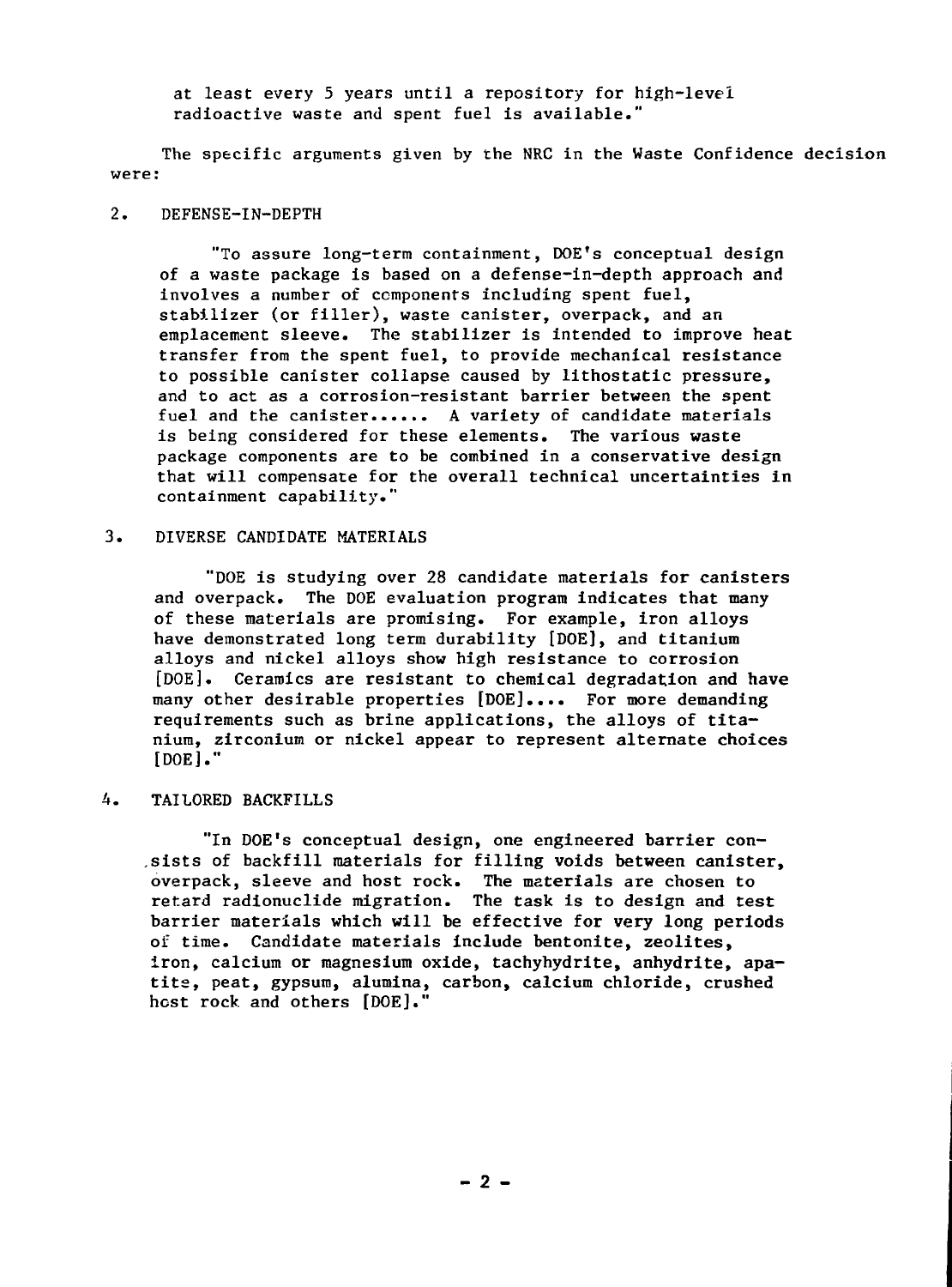at least every 5 years until a repository for high-level radioactive waste and spent fuel is available."

The specific arguments given by the NRC in the Waste Confidence decision were:

## 2. DEFENSE-IN-DEPTH

"To assure long-term containment, DOE's conceptual design of a waste package is based on a defense-in-depth approach and involves a number of components including spent fuel, stabilizer (or filler), waste canister, overpack, and an emplacement sleeve. The stabilizer is intended to improve heat transfer from the spent fuel, to provide mechanical resistance to possible canister collapse caused by lithostatic pressure, and to act as a corrosion-resistant barrier between the spent fuel and the canister...... A variety of candidate materials is being considered for these elements. The various waste package components are to be combined in a conservative design that will compensate for the overall technical uncertainties in containment capability."

## 3. DIVERSE CANDIDATE MATERIALS

"DOE is studying over 28 candidate materials for canisters and overpack. The DOE evaluation program indicates that many of these materials are promising. For example, iron alloys have demonstrated long term durability [DOE], and titanium alloys and nickel alloys show high resistance to corrosion [DOE]. Ceramics are resistant to chemical degradation and have many other desirable properties [DOE].... For more demanding requirements such as brine applications, the alloys of titanium, zirconium or nickel appear to represent alternate choices [DOE]."

## 4. TAILORED BACKFILLS

"In DOE's conceptual design, one engineered barrier consists of backfill materials for filling voids between canister, overpack, sleeve and host rock. The materials are chosen to retard radionuclide migration. The task is to design and test barrier materials which will be effective for very long periods of time. Candidate materials include bentonite, zeolites, iron, calcium or magnesium oxide, tachyhydrite, anhydrite, apatite, peat, gypsum, alumina, carbon, calcium chloride, crushed host rock and others [DOE]."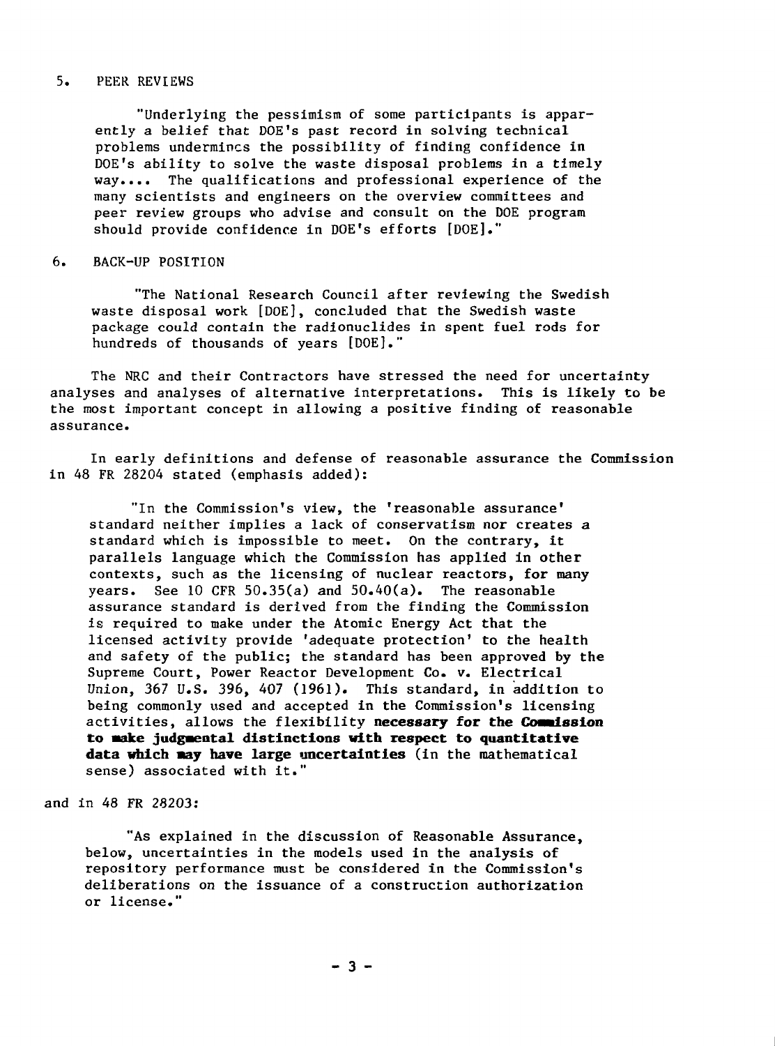## 5. PEER REVIEWS

> "Underlying the pessimism of some participants is apparently a belief that DOE's past record in solving technical problems undermines the possibility of finding confidence in DOE's ability to solve the waste disposal problems in a timely way.... The qualifications and professional experience of the many scientists and engineers on the overview committees and peer review groups who advise and consult on the DOE program should provide confidence in DOE's efforts [DOE]."

## 6. BACK-UP POSITION

> "The National Research Council after reviewing the Swedish waste disposal work [DOE], concluded that the Swedish waste package could contain the radionuclides in spent fuel rods for hundreds of thousands of years [DOE]."

The NRC and their Contractors have stressed the need for uncertainty analyses and analyses of alternative interpretations. This is likely to be the most important concept in allowing a positive finding of reasonable assurance.

In early definitions and defense of reasonable assurance the Commission in 48 FR 28204 stated (emphasis added):

> "In the Commission's view, the 'reasonable assurance' standard neither implies a lack of conservatism nor creates a standard which is impossible to meet. On the contrary, it parallels language which the Commission has applied in other contexts, such as the licensing of nuclear reactors, for many years. See 10 CFR 50.35(a) and 50.40(a). The reasonable assurance standard is derived from the finding the Commission is required to make under the Atomic Energy Act that the licensed activity provide 'adequate protection' to the health and safety of the public; the standard has been approved by the Supreme Court, Power Reactor Development Co. v. Electrical Union, 367 U.S. 396, 407 (1961). This standard, in addition to being commonly used and accepted in the Commission's licensing activities, allows the flexibility **necessary for the Commission to make judgmental distinctions with respect to quantitative data which may have large uncertainties** (in the mathematical sense) associated with it."

and in 48 FR 28203:

> "As explained in the discussion of Reasonable Assurance, below, uncertainties in the models used in the analysis of repository performance must be considered in the Commission's deliberations on the issuance of a construction authorization or license."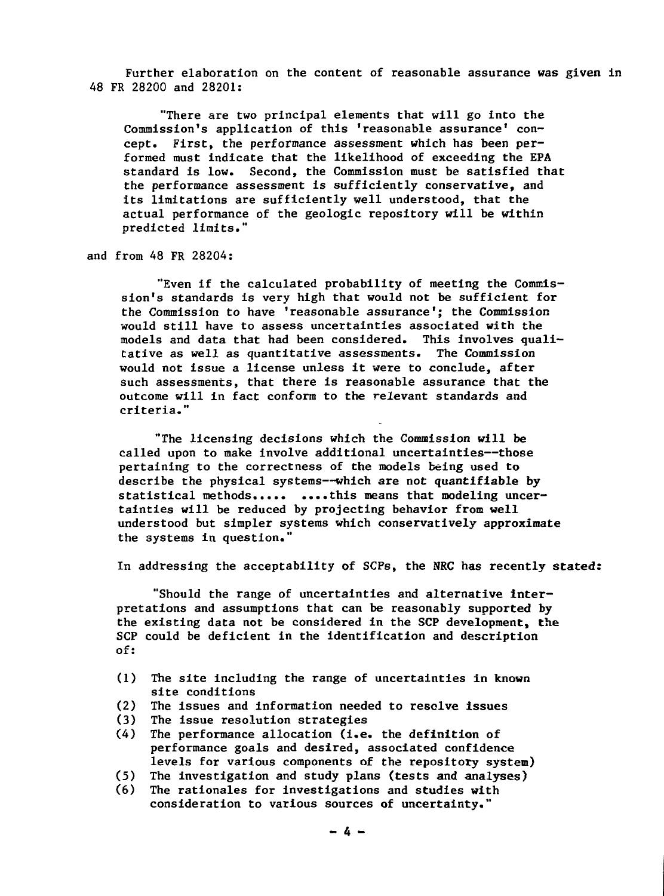Further elaboration on the content of reasonable assurance was given in 48 FR 28200 and 28201:

> "There are two principal elements that will go into the Commission's application of this 'reasonable assurance' concept. First, the performance assessment which has been performed must indicate that the likelihood of exceeding the EPA standard is low. Second, the Commission must be satisfied that the performance assessment is sufficiently conservative, and its limitations are sufficiently well understood, that the actual performance of the geologic repository will be within predicted limits."

and from 48 FR 28204:

> "Even if the calculated probability of meeting the Commission's standards is very high that would not be sufficient for the Commission to have 'reasonable assurance'; the Commission would still have to assess uncertainties associated with the models and data that had been considered. This involves qualitative as well as quantitative assessments. The Commission would not issue a license unless it were to conclude, after such assessments, that there is reasonable assurance that the outcome will in fact conform to the relevant standards and criteria."
>
> "The licensing decisions which the Commission will be called upon to make involve additional uncertainties--those pertaining to the correctness of the models being used to describe the physical systems--which are not quantifiable by statistical methods..... ....this means that modeling uncertainties will be reduced by projecting behavior from well understood but simpler systems which conservatively approximate the systems in question."

In addressing the acceptability of SCPs, the NRC has recently stated:

> "Should the range of uncertainties and alternative interpretations and assumptions that can be reasonably supported by the existing data not be considered in the SCP development, the SCP could be deficient in the identification and description of:
>
> (1) The site including the range of uncertainties in known site conditions
> (2) The issues and information needed to resolve issues
> (3) The issue resolution strategies
> (4) The performance allocation (i.e. the definition of performance goals and desired, associated confidence levels for various components of the repository system)
> (5) The investigation and study plans (tests and analyses)
> (6) The rationales for investigations and studies with consideration to various sources of uncertainty."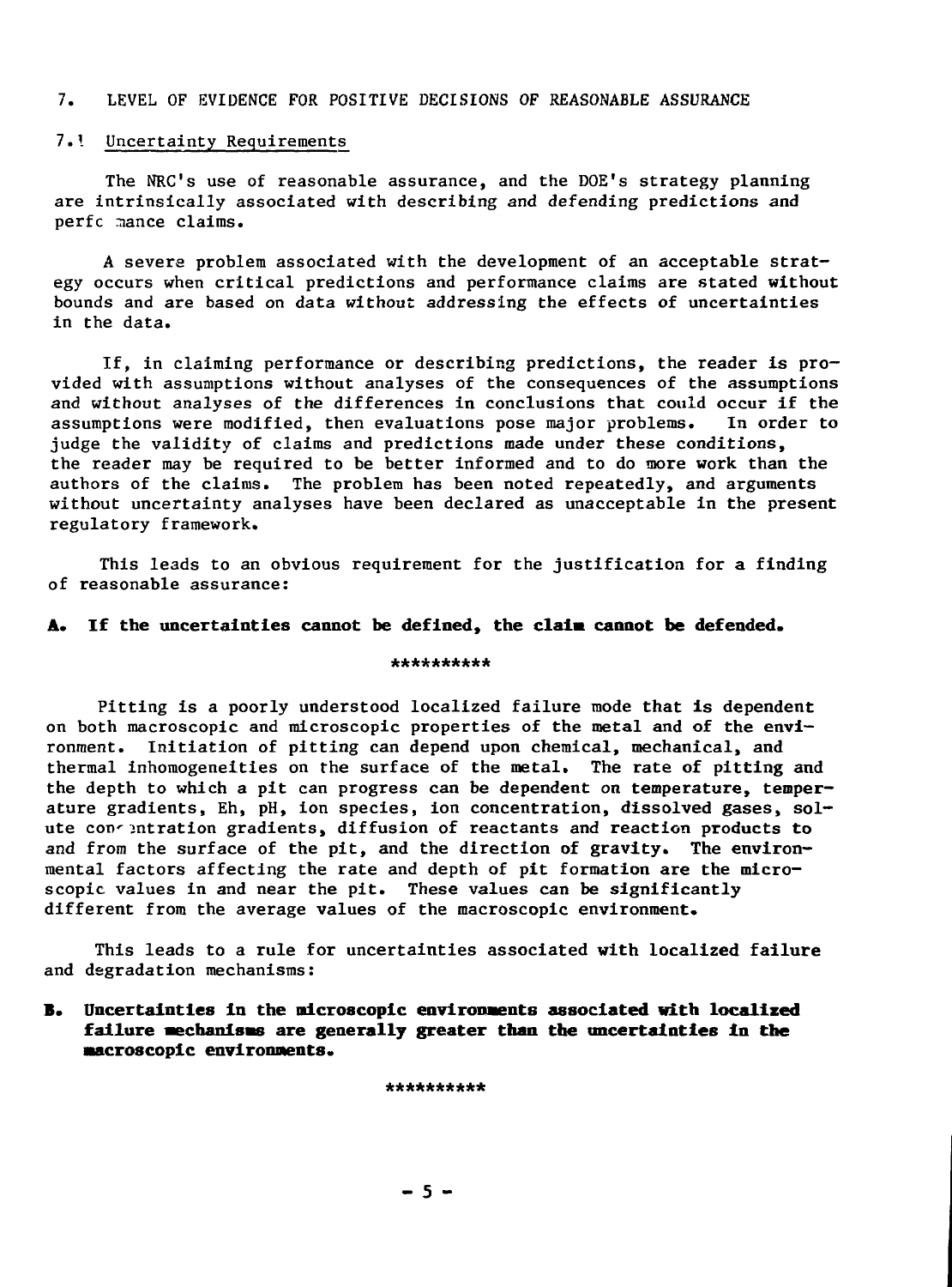## 7. LEVEL OF EVIDENCE FOR POSITIVE DECISIONS OF REASONABLE ASSURANCE

### 7.1 Uncertainty Requirements

The NRC's use of reasonable assurance, and the DOE's strategy planning are intrinsically associated with describing and defending predictions and performance claims.

A severe problem associated with the development of an acceptable strategy occurs when critical predictions and performance claims are stated without bounds and are based on data without addressing the effects of uncertainties in the data.

If, in claiming performance or describing predictions, the reader is provided with assumptions without analyses of the consequences of the assumptions and without analyses of the differences in conclusions that could occur if the assumptions were modified, then evaluations pose major problems. In order to judge the validity of claims and predictions made under these conditions, the reader may be required to be better informed and to do more work than the authors of the claims. The problem has been noted repeatedly, and arguments without uncertainty analyses have been declared as unacceptable in the present regulatory framework.

This leads to an obvious requirement for the justification for a finding of reasonable assurance:

**A. If the uncertainties cannot be defined, the claim cannot be defended.**

**********

Pitting is a poorly understood localized failure mode that is dependent on both macroscopic and microscopic properties of the metal and of the environment. Initiation of pitting can depend upon chemical, mechanical, and thermal inhomogeneities on the surface of the metal. The rate of pitting and the depth to which a pit can progress can be dependent on temperature, temperature gradients, Eh, pH, ion species, ion concentration, dissolved gases, solute concentration gradients, diffusion of reactants and reaction products to and from the surface of the pit, and the direction of gravity. The environmental factors affecting the rate and depth of pit formation are the microscopic values in and near the pit. These values can be significantly different from the average values of the macroscopic environment.

This leads to a rule for uncertainties associated with localized failure and degradation mechanisms:

**B. Uncertainties in the microscopic environments associated with localized failure mechanisms are generally greater than the uncertainties in the macroscopic environments.**

**********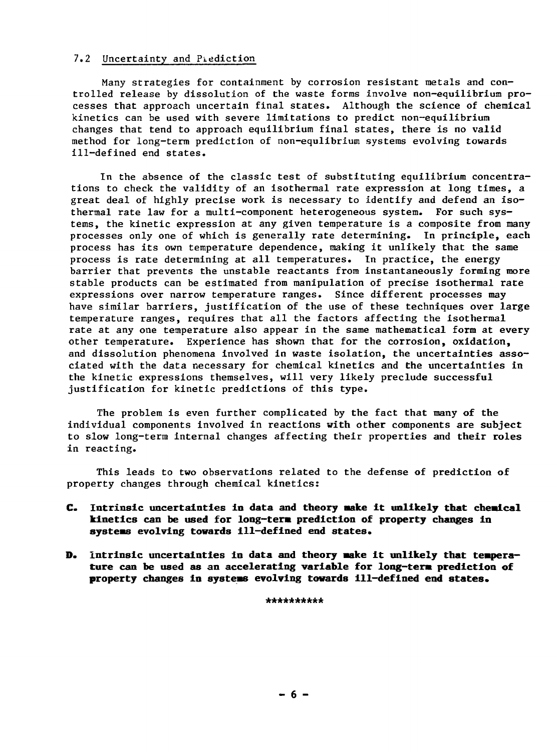## 7.2 Uncertainty and Prediction

Many strategies for containment by corrosion resistant metals and controlled release by dissolution of the waste forms involve non-equilibrium processes that approach uncertain final states. Although the science of chemical kinetics can be used with severe limitations to predict non-equilibrium changes that tend to approach equilibrium final states, there is no valid method for long-term prediction of non-equlibrium systems evolving towards ill-defined end states.

In the absence of the classic test of substituting equilibrium concentrations to check the validity of an isothermal rate expression at long times, a great deal of highly precise work is necessary to identify and defend an isothermal rate law for a multi-component heterogeneous system. For such systems, the kinetic expression at any given temperature is a composite from many processes only one of which is generally rate determining. In principle, each process has its own temperature dependence, making it unlikely that the same process is rate determining at all temperatures. In practice, the energy barrier that prevents the unstable reactants from instantaneously forming more stable products can be estimated from manipulation of precise isothermal rate expressions over narrow temperature ranges. Since different processes may have similar barriers, justification of the use of these techniques over large temperature ranges, requires that all the factors affecting the isothermal rate at any one temperature also appear in the same mathematical form at every other temperature. Experience has shown that for the corrosion, oxidation, and dissolution phenomena involved in waste isolation, the uncertainties associated with the data necessary for chemical kinetics and the uncertainties in the kinetic expressions themselves, will very likely preclude successful justification for kinetic predictions of this type.

The problem is even further complicated by the fact that many of the individual components involved in reactions with other components are subject to slow long-term internal changes affecting their properties and their roles in reacting.

This leads to two observations related to the defense of prediction of property changes through chemical kinetics:

**C. Intrinsic uncertainties in data and theory make it unlikely that chemical kinetics can be used for long-term prediction of property changes in systems evolving towards ill-defined end states.**

**D. Intrinsic uncertainties in data and theory make it unlikely that temperature can be used as an accelerating variable for long-term prediction of property changes in systems evolving towards ill-defined end states.**

**********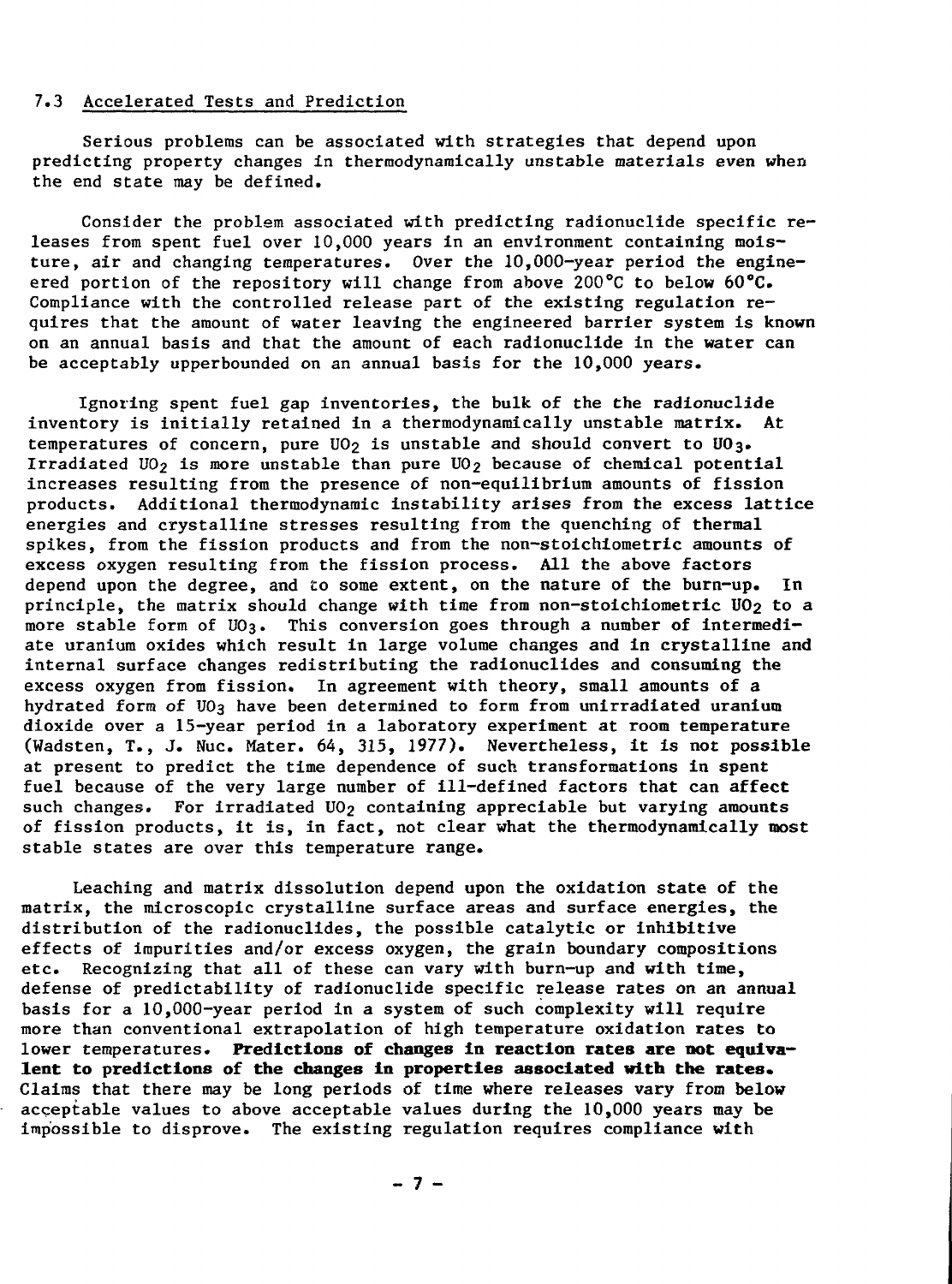## 7.3 Accelerated Tests and Prediction

Serious problems can be associated with strategies that depend upon predicting property changes in thermodynamically unstable materials even when the end state may be defined.

Consider the problem associated with predicting radionuclide specific releases from spent fuel over 10,000 years in an environment containing moisture, air and changing temperatures. Over the 10,000-year period the engineered portion of the repository will change from above 200°C to below 60°C. Compliance with the controlled release part of the existing regulation requires that the amount of water leaving the engineered barrier system is known on an annual basis and that the amount of each radionuclide in the water can be acceptably upperbounded on an annual basis for the 10,000 years.

Ignoring spent fuel gap inventories, the bulk of the the radionuclide inventory is initially retained in a thermodynamically unstable matrix. At temperatures of concern, pure $UO_2$ is unstable and should convert to $UO_3$. Irradiated $UO_2$ is more unstable than pure $UO_2$ because of chemical potential increases resulting from the presence of non-equilibrium amounts of fission products. Additional thermodynamic instability arises from the excess lattice energies and crystalline stresses resulting from the quenching of thermal spikes, from the fission products and from the non-stoichiometric amounts of excess oxygen resulting from the fission process. All the above factors depend upon the degree, and to some extent, on the nature of the burn-up. In principle, the matrix should change with time from non-stoichiometric $UO_2$ to a more stable form of $UO_3$. This conversion goes through a number of intermediate uranium oxides which result in large volume changes and in crystalline and internal surface changes redistributing the radionuclides and consuming the excess oxygen from fission. In agreement with theory, small amounts of a hydrated form of $UO_3$ have been determined to form from unirradiated uranium dioxide over a 15-year period in a laboratory experiment at room temperature (Wadsten, T., J. Nuc. Mater. 64, 315, 1977). Nevertheless, it is not possible at present to predict the time dependence of such transformations in spent fuel because of the very large number of ill-defined factors that can affect such changes. For irradiated $UO_2$ containing appreciable but varying amounts of fission products, it is, in fact, not clear what the thermodynamically most stable states are over this temperature range.

Leaching and matrix dissolution depend upon the oxidation state of the matrix, the microscopic crystalline surface areas and surface energies, the distribution of the radionuclides, the possible catalytic or inhibitive effects of impurities and/or excess oxygen, the grain boundary compositions etc. Recognizing that all of these can vary with burn-up and with time, defense of predictability of radionuclide specific release rates on an annual basis for a 10,000-year period in a system of such complexity will require more than conventional extrapolation of high temperature oxidation rates to lower temperatures. **Predictions of changes in reaction rates are not equivalent to predictions of the changes in properties associated with the rates.** Claims that there may be long periods of time where releases vary from below acceptable values to above acceptable values during the 10,000 years may be impossible to disprove. The existing regulation requires compliance with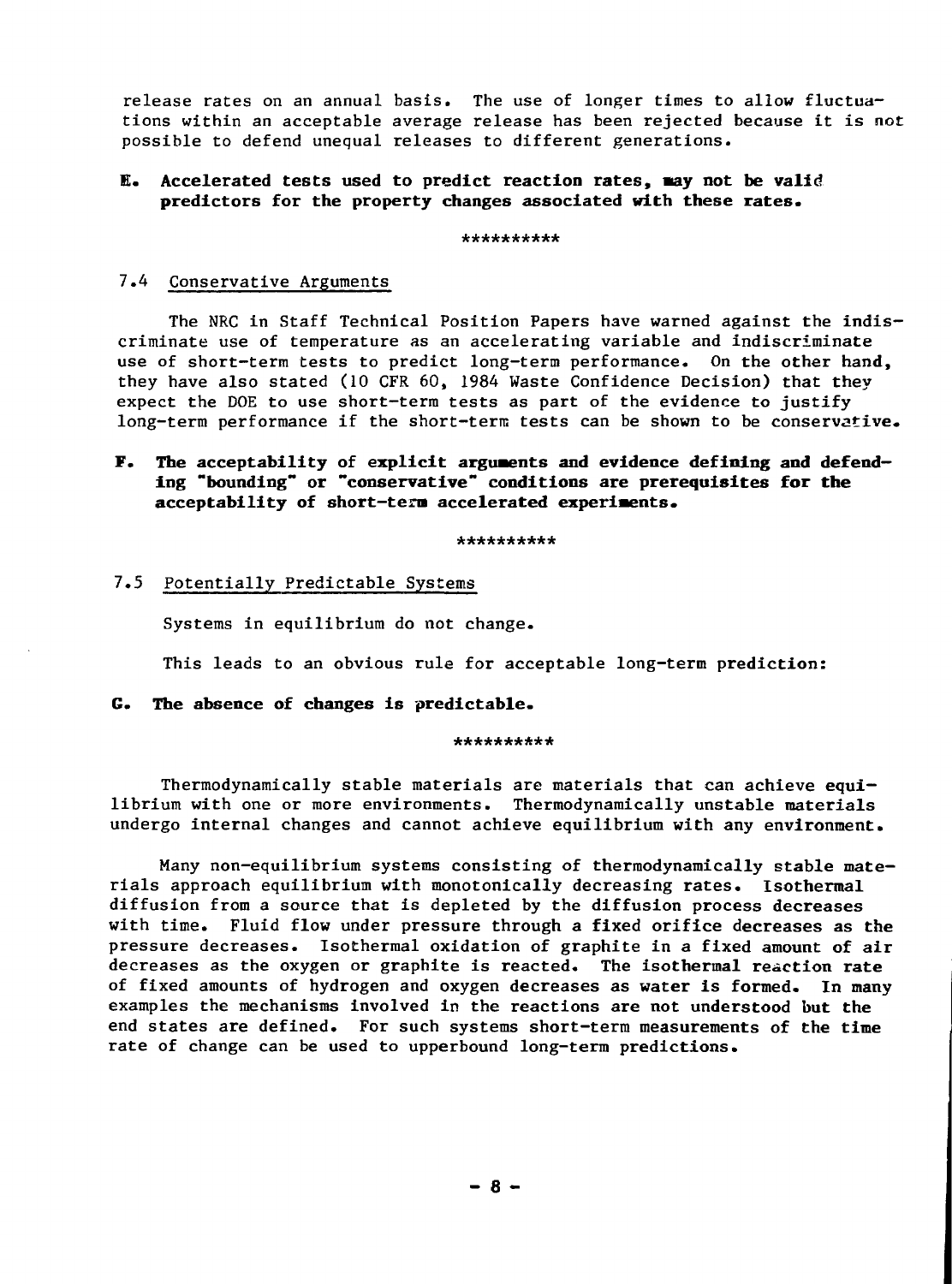release rates on an annual basis. The use of longer times to allow fluctuations within an acceptable average release has been rejected because it is not possible to defend unequal releases to different generations.

**E. Accelerated tests used to predict reaction rates, may not be valid predictors for the property changes associated with these rates.**

**********

### 7.4 Conservative Arguments

The NRC in Staff Technical Position Papers have warned against the indiscriminate use of temperature as an accelerating variable and indiscriminate use of short-term tests to predict long-term performance. On the other hand, they have also stated (10 CFR 60, 1984 Waste Confidence Decision) that they expect the DOE to use short-term tests as part of the evidence to justify long-term performance if the short-term tests can be shown to be conservative.

**F. The acceptability of explicit arguments and evidence defining and defending "bounding" or "conservative" conditions are prerequisites for the acceptability of short-term accelerated experiments.**

**********

### 7.5 Potentially Predictable Systems

Systems in equilibrium do not change.

This leads to an obvious rule for acceptable long-term prediction:

**G. The absence of changes is predictable.**

**********

Thermodynamically stable materials are materials that can achieve equilibrium with one or more environments. Thermodynamically unstable materials undergo internal changes and cannot achieve equilibrium with any environment.

Many non-equilibrium systems consisting of thermodynamically stable materials approach equilibrium with monotonically decreasing rates. Isothermal diffusion from a source that is depleted by the diffusion process decreases with time. Fluid flow under pressure through a fixed orifice decreases as the pressure decreases. Isothermal oxidation of graphite in a fixed amount of air decreases as the oxygen or graphite is reacted. The isothermal reaction rate of fixed amounts of hydrogen and oxygen decreases as water is formed. In many examples the mechanisms involved in the reactions are not understood but the end states are defined. For such systems short-term measurements of the time rate of change can be used to upperbound long-term predictions.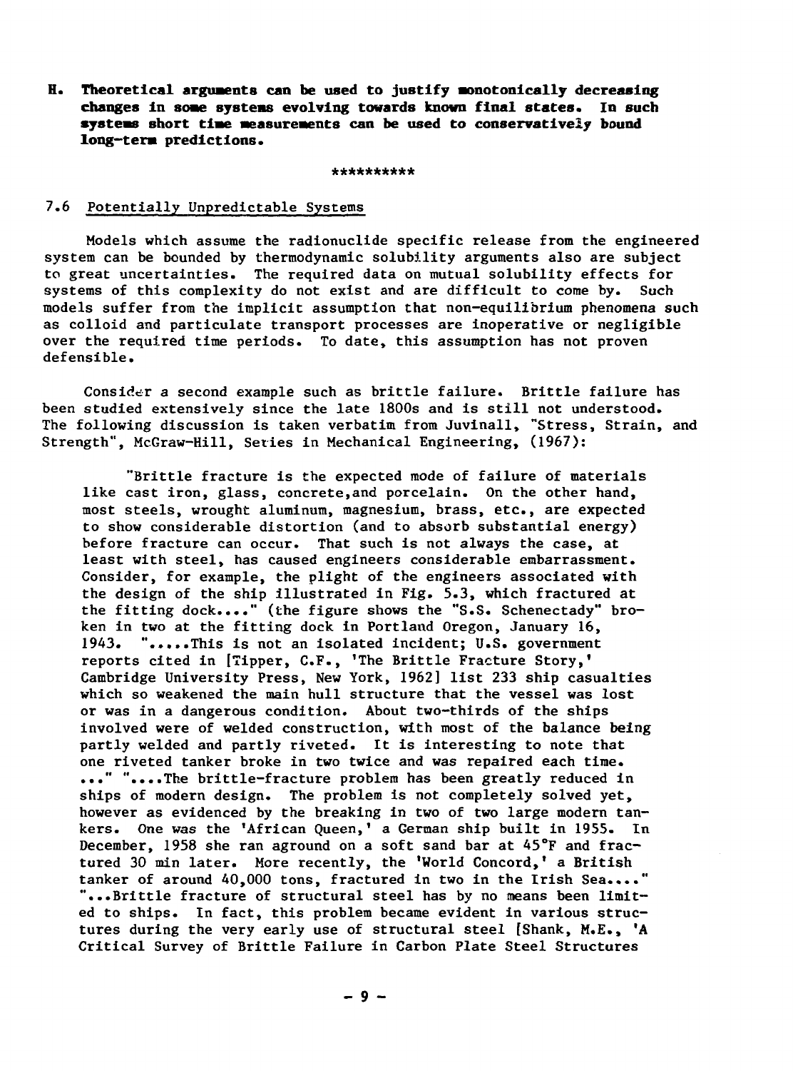**H. Theoretical arguments can be used to justify monotonically decreasing changes in some systems evolving towards known final states. In such systems short time measurements can be used to conservatively bound long-term predictions.**

**********

### 7.6 Potentially Unpredictable Systems

Models which assume the radionuclide specific release from the engineered system can be bounded by thermodynamic solubility arguments also are subject to great uncertainties. The required data on mutual solubility effects for systems of this complexity do not exist and are difficult to come by. Such models suffer from the implicit assumption that non-equilibrium phenomena such as colloid and particulate transport processes are inoperative or negligible over the required time periods. To date, this assumption has not proven defensible.

Consider a second example such as brittle failure. Brittle failure has been studied extensively since the late 1800s and is still not understood. The following discussion is taken verbatim from Juvinall, "Stress, Strain, and Strength", McGraw-Hill, Series in Mechanical Engineering, (1967):

> "Brittle fracture is the expected mode of failure of materials like cast iron, glass, concrete,and porcelain. On the other hand, most steels, wrought aluminum, magnesium, brass, etc., are expected to show considerable distortion (and to absorb substantial energy) before fracture can occur. That such is not always the case, at least with steel, has caused engineers considerable embarrassment. Consider, for example, the plight of the engineers associated with the design of the ship illustrated in Fig. 5.3, which fractured at the fitting dock...." (the figure shows the "S.S. Schenectady" broken in two at the fitting dock in Portland Oregon, January 16, 1943. ".....This is not an isolated incident; U.S. government reports cited in [Tipper, C.F., 'The Brittle Fracture Story,' Cambridge University Press, New York, 1962] list 233 ship casualties which so weakened the main hull structure that the vessel was lost or was in a dangerous condition. About two-thirds of the ships involved were of welded construction, with most of the balance being partly welded and partly riveted. It is interesting to note that one riveted tanker broke in two twice and was repaired each time. ..." "....The brittle-fracture problem has been greatly reduced in ships of modern design. The problem is not completely solved yet, however as evidenced by the breaking in two of two large modern tankers. One was the 'African Queen,' a German ship built in 1955. In December, 1958 she ran aground on a soft sand bar at 45°F and fractured 30 min later. More recently, the 'World Concord,' a British tanker of around 40,000 tons, fractured in two in the Irish Sea...." "...Brittle fracture of structural steel has by no means been limited to ships. In fact, this problem became evident in various structures during the very early use of structural steel [Shank, M.E., 'A Critical Survey of Brittle Failure in Carbon Plate Steel Structures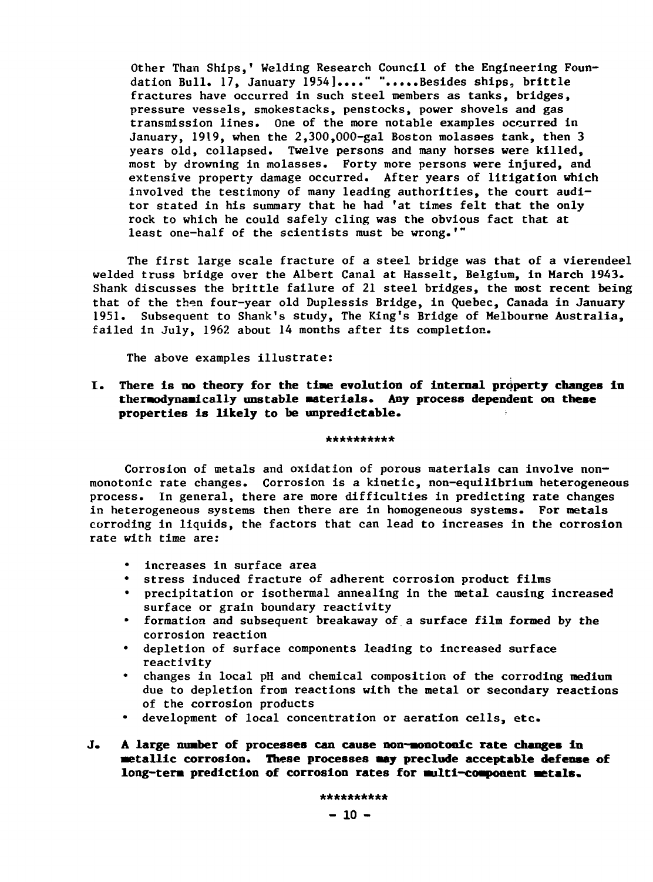Other Than Ships,' Welding Research Council of the Engineering Foundation Bull. 17, January 1954]...." ".....Besides ships, brittle fractures have occurred in such steel members as tanks, bridges, pressure vessels, smokestacks, penstocks, power shovels and gas transmission lines. One of the more notable examples occurred in January, 1919, when the 2,300,000-gal Boston molasses tank, then 3 years old, collapsed. Twelve persons and many horses were killed, most by drowning in molasses. Forty more persons were injured, and extensive property damage occurred. After years of litigation which involved the testimony of many leading authorities, the court auditor stated in his summary that he had 'at times felt that the only rock to which he could safely cling was the obvious fact that at least one-half of the scientists must be wrong.'"

The first large scale fracture of a steel bridge was that of a vierendeel welded truss bridge over the Albert Canal at Hasselt, Belgium, in March 1943. Shank discusses the brittle failure of 21 steel bridges, the most recent being that of the then four-year old Duplessis Bridge, in Quebec, Canada in January 1951. Subsequent to Shank's study, The King's Bridge of Melbourne Australia, failed in July, 1962 about 14 months after its completion.

The above examples illustrate:

**I. There is no theory for the time evolution of internal property changes in thermodynamically unstable materials. Any process dependent on these properties is likely to be unpredictable.**

**********

Corrosion of metals and oxidation of porous materials can involve non-monotonic rate changes. Corrosion is a kinetic, non-equilibrium heterogeneous process. In general, there are more difficulties in predicting rate changes in heterogeneous systems then there are in homogeneous systems. For metals corroding in liquids, the factors that can lead to increases in the corrosion rate with time are:

- increases in surface area
- stress induced fracture of adherent corrosion product films
- precipitation or isothermal annealing in the metal causing increased surface or grain boundary reactivity
- formation and subsequent breakaway of a surface film formed by the corrosion reaction
- depletion of surface components leading to increased surface reactivity
- changes in local pH and chemical composition of the corroding medium due to depletion from reactions with the metal or secondary reactions of the corrosion products
- development of local concentration or aeration cells, etc.

**J. A large number of processes can cause non-monotonic rate changes in metallic corrosion. These processes may preclude acceptable defense of long-term prediction of corrosion rates for multi-component metals.**

**********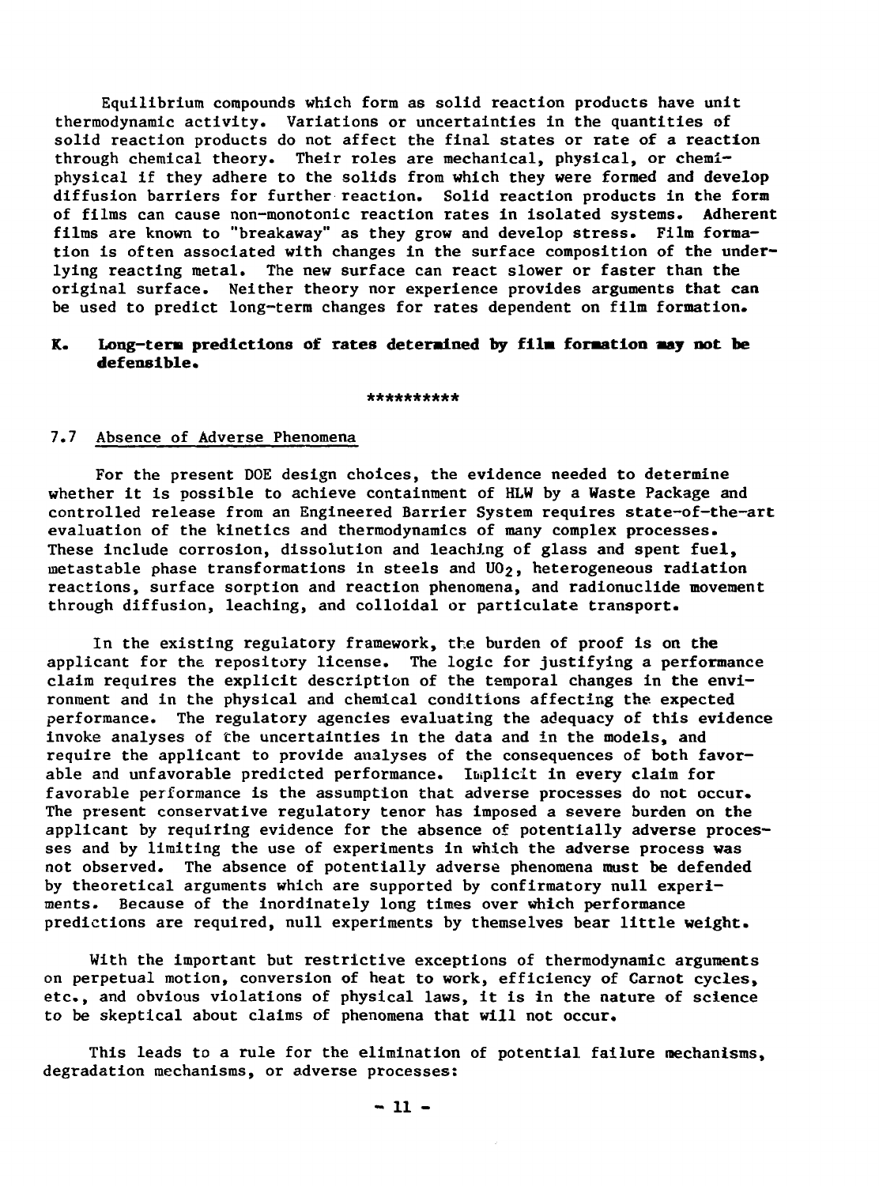Equilibrium compounds which form as solid reaction products have unit thermodynamic activity. Variations or uncertainties in the quantities of solid reaction products do not affect the final states or rate of a reaction through chemical theory. Their roles are mechanical, physical, or chemiphysical if they adhere to the solids from which they were formed and develop diffusion barriers for further reaction. Solid reaction products in the form of films can cause non-monotonic reaction rates in isolated systems. Adherent films are known to "breakaway" as they grow and develop stress. Film formation is often associated with changes in the surface composition of the underlying reacting metal. The new surface can react slower or faster than the original surface. Neither theory nor experience provides arguments that can be used to predict long-term changes for rates dependent on film formation.

**K. Long-term predictions of rates determined by film formation may not be defensible.**

**********

## 7.7 Absence of Adverse Phenomena

For the present DOE design choices, the evidence needed to determine whether it is possible to achieve containment of HLW by a Waste Package and controlled release from an Engineered Barrier System requires state-of-the-art evaluation of the kinetics and thermodynamics of many complex processes. These include corrosion, dissolution and leaching of glass and spent fuel, metastable phase transformations in steels and $UO_2$, heterogeneous radiation reactions, surface sorption and reaction phenomena, and radionuclide movement through diffusion, leaching, and colloidal or particulate transport.

In the existing regulatory framework, the burden of proof is on the applicant for the repository license. The logic for justifying a performance claim requires the explicit description of the temporal changes in the environment and in the physical and chemical conditions affecting the expected performance. The regulatory agencies evaluating the adequacy of this evidence invoke analyses of the uncertainties in the data and in the models, and require the applicant to provide analyses of the consequences of both favorable and unfavorable predicted performance. Implicit in every claim for favorable performance is the assumption that adverse processes do not occur. The present conservative regulatory tenor has imposed a severe burden on the applicant by requiring evidence for the absence of potentially adverse processes and by limiting the use of experiments in which the adverse process was not observed. The absence of potentially adverse phenomena must be defended by theoretical arguments which are supported by confirmatory null experiments. Because of the inordinately long times over which performance predictions are required, null experiments by themselves bear little weight.

With the important but restrictive exceptions of thermodynamic arguments on perpetual motion, conversion of heat to work, efficiency of Carnot cycles, etc., and obvious violations of physical laws, it is in the nature of science to be skeptical about claims of phenomena that will not occur.

This leads to a rule for the elimination of potential failure mechanisms, degradation mechanisms, or adverse processes: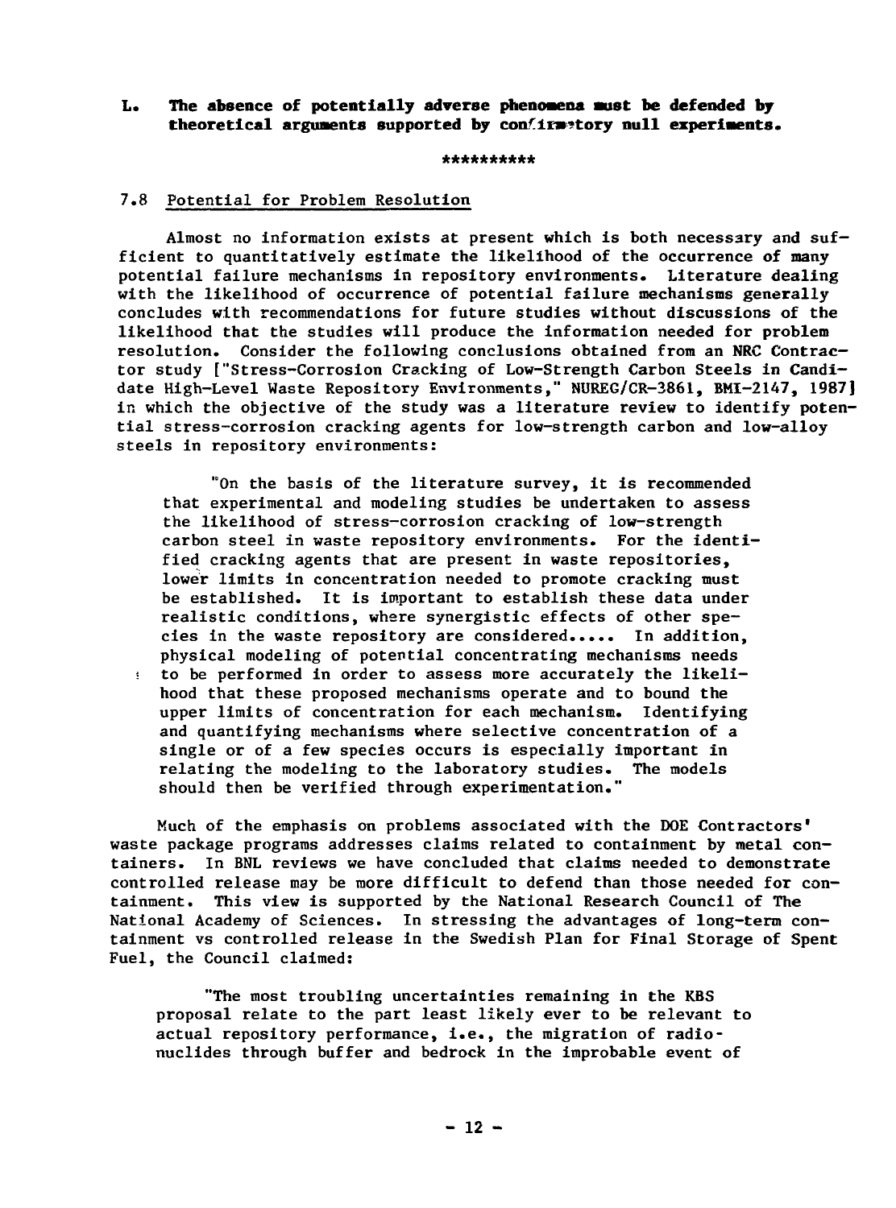**L. The absence of potentially adverse phenomena must be defended by theoretical arguments supported by confirmatory null experiments.**

**********

### 7.8 Potential for Problem Resolution

Almost no information exists at present which is both necessary and sufficient to quantitatively estimate the likelihood of the occurrence of many potential failure mechanisms in repository environments. Literature dealing with the likelihood of occurrence of potential failure mechanisms generally concludes with recommendations for future studies without discussions of the likelihood that the studies will produce the information needed for problem resolution. Consider the following conclusions obtained from an NRC Contractor study ["Stress-Corrosion Cracking of Low-Strength Carbon Steels in Candidate High-Level Waste Repository Environments," NUREG/CR-3861, BMI-2147, 1987] in which the objective of the study was a literature review to identify potential stress-corrosion cracking agents for low-strength carbon and low-alloy steels in repository environments:

> "On the basis of the literature survey, it is recommended that experimental and modeling studies be undertaken to assess the likelihood of stress-corrosion cracking of low-strength carbon steel in waste repository environments. For the identified cracking agents that are present in waste repositories, lower limits in concentration needed to promote cracking must be established. It is important to establish these data under realistic conditions, where synergistic effects of other species in the waste repository are considered..... In addition, physical modeling of potential concentrating mechanisms needs to be performed in order to assess more accurately the likelihood that these proposed mechanisms operate and to bound the upper limits of concentration for each mechanism. Identifying and quantifying mechanisms where selective concentration of a single or of a few species occurs is especially important in relating the modeling to the laboratory studies. The models should then be verified through experimentation."

Much of the emphasis on problems associated with the DOE Contractors' waste package programs addresses claims related to containment by metal containers. In BNL reviews we have concluded that claims needed to demonstrate controlled release may be more difficult to defend than those needed for containment. This view is supported by the National Research Council of The National Academy of Sciences. In stressing the advantages of long-term containment vs controlled release in the Swedish Plan for Final Storage of Spent Fuel, the Council claimed:

> "The most troubling uncertainties remaining in the KBS proposal relate to the part least likely ever to be relevant to actual repository performance, i.e., the migration of radionuclides through buffer and bedrock in the improbable event of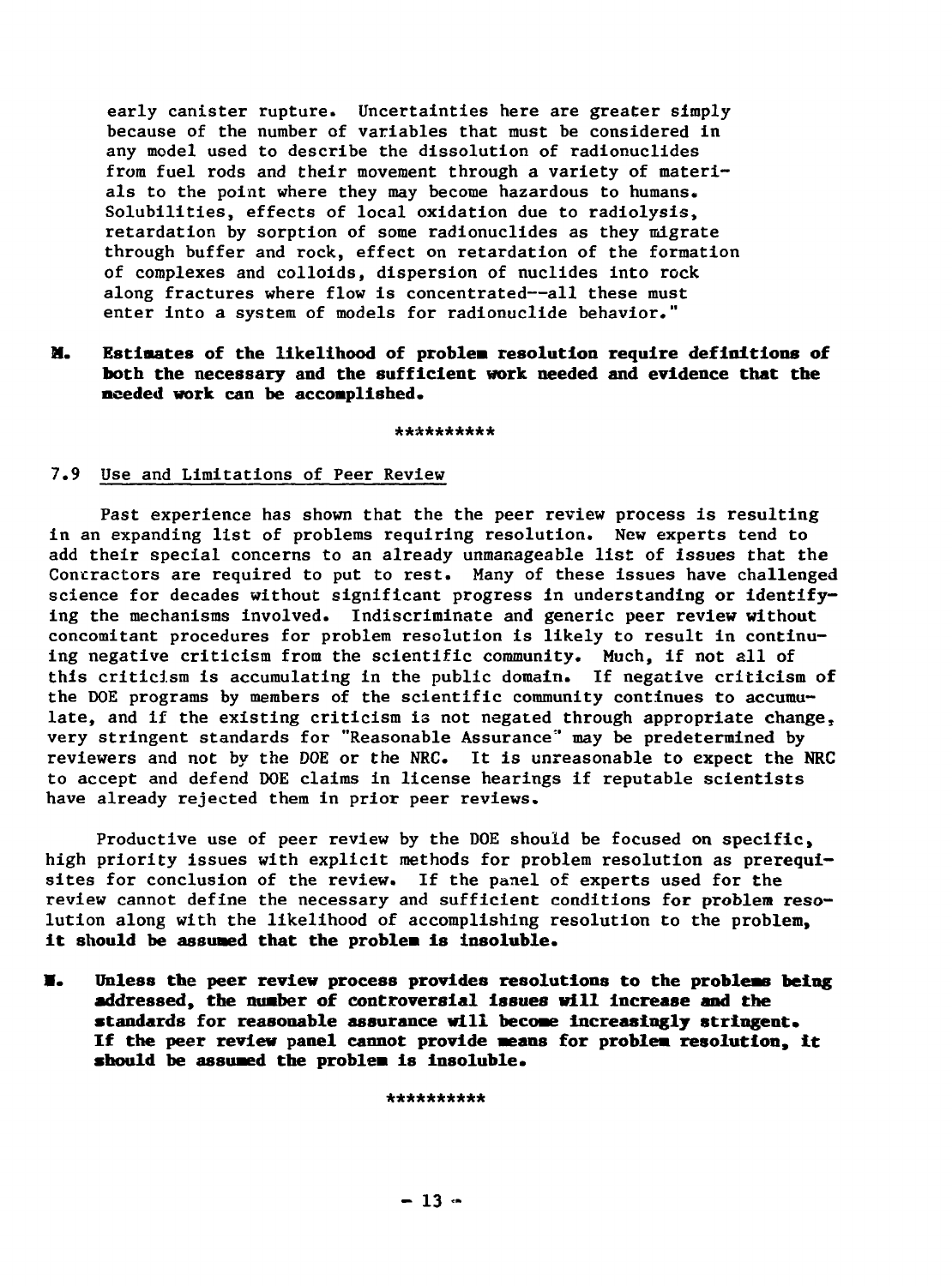early canister rupture. Uncertainties here are greater simply because of the number of variables that must be considered in any model used to describe the dissolution of radionuclides from fuel rods and their movement through a variety of materials to the point where they may become hazardous to humans. Solubilities, effects of local oxidation due to radiolysis, retardation by sorption of some radionuclides as they migrate through buffer and rock, effect on retardation of the formation of complexes and colloids, dispersion of nuclides into rock along fractures where flow is concentrated--all these must enter into a system of models for radionuclide behavior."

**M. Estimates of the likelihood of problem resolution require definitions of both the necessary and the sufficient work needed and evidence that the needed work can be accomplished.**

**********

## 7.9 Use and Limitations of Peer Review

Past experience has shown that the the peer review process is resulting in an expanding list of problems requiring resolution. New experts tend to add their special concerns to an already unmanageable list of issues that the Contractors are required to put to rest. Many of these issues have challenged science for decades without significant progress in understanding or identifying the mechanisms involved. Indiscriminate and generic peer review without concomitant procedures for problem resolution is likely to result in continuing negative criticism from the scientific community. Much, if not all of this criticism is accumulating in the public domain. If negative criticism of the DOE programs by members of the scientific community continues to accumulate, and if the existing criticism is not negated through appropriate change, very stringent standards for "Reasonable Assurance" may be predetermined by reviewers and not by the DOE or the NRC. It is unreasonable to expect the NRC to accept and defend DOE claims in license hearings if reputable scientists have already rejected them in prior peer reviews.

Productive use of peer review by the DOE should be focused on specific, high priority issues with explicit methods for problem resolution as prerequisites for conclusion of the review. If the panel of experts used for the review cannot define the necessary and sufficient conditions for problem resolution along with the likelihood of accomplishing resolution to the problem, **it should be assumed that the problem is insoluble.**

**N. Unless the peer review process provides resolutions to the problems being addressed, the number of controversial issues will increase and the standards for reasonable assurance will become increasingly stringent. If the peer review panel cannot provide means for problem resolution, it should be assumed the problem is insoluble.**

**********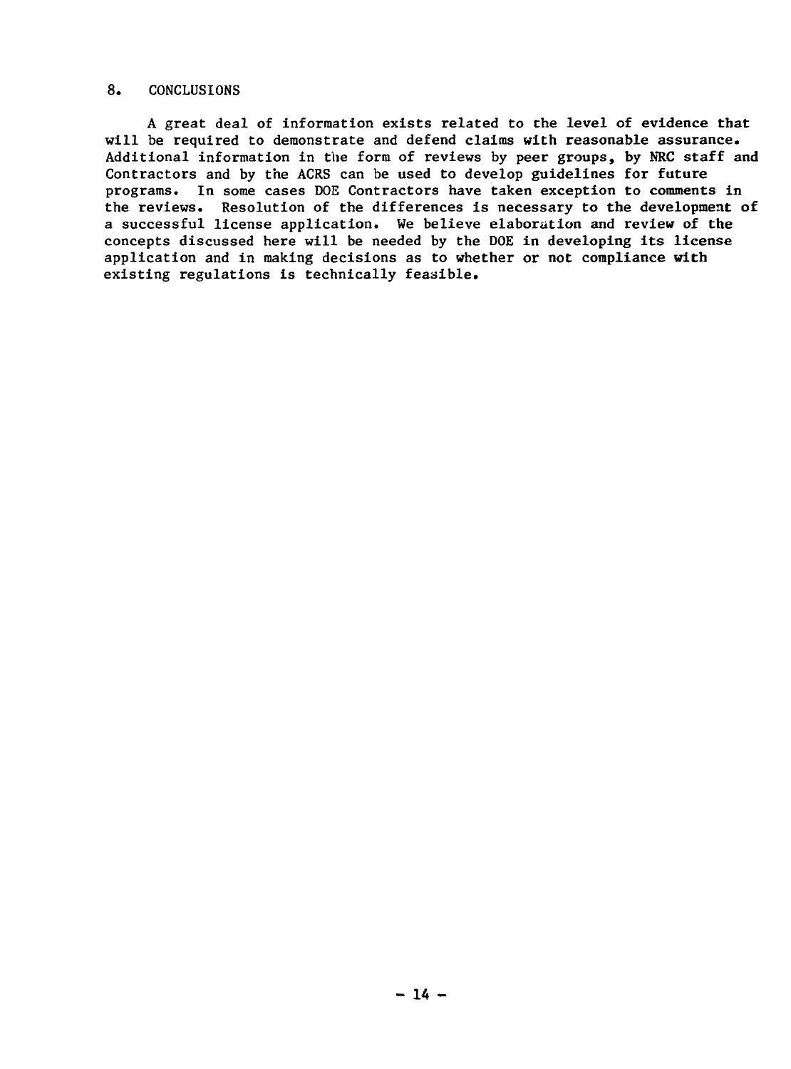## 8. CONCLUSIONS

A great deal of information exists related to the level of evidence that will be required to demonstrate and defend claims with reasonable assurance. Additional information in the form of reviews by peer groups, by NRC staff and Contractors and by the ACRS can be used to develop guidelines for future programs. In some cases DOE Contractors have taken exception to comments in the reviews. Resolution of the differences is necessary to the development of a successful license application. We believe elaboration and review of the concepts discussed here will be needed by the DOE in developing its license application and in making decisions as to whether or not compliance with existing regulations is technically feasible.